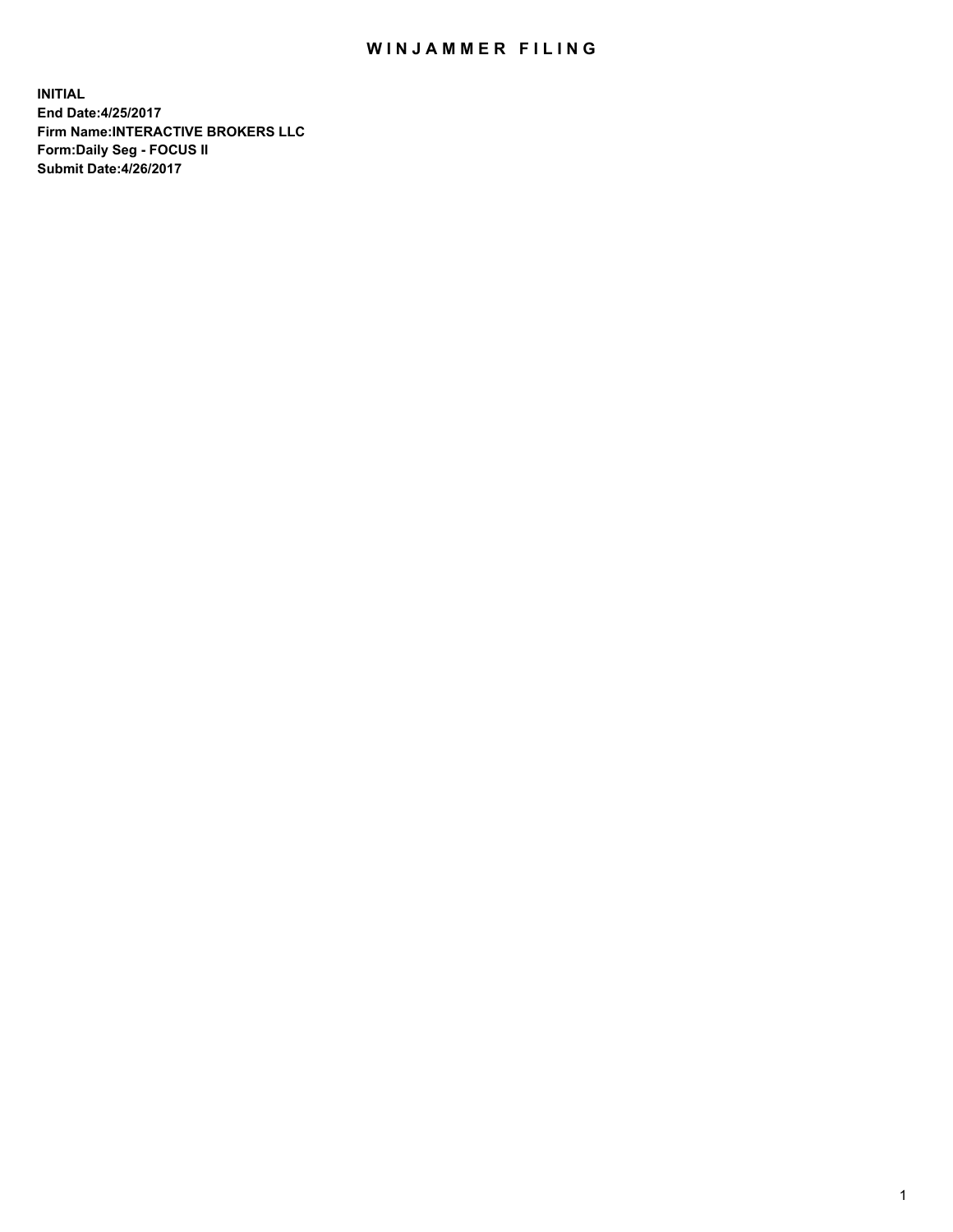# WINJAMMER FILING

**INITIAL**
**End Date:4/25/2017**
**Firm Name:INTERACTIVE BROKERS LLC**
**Form:Daily Seg - FOCUS II**
**Submit Date:4/26/2017**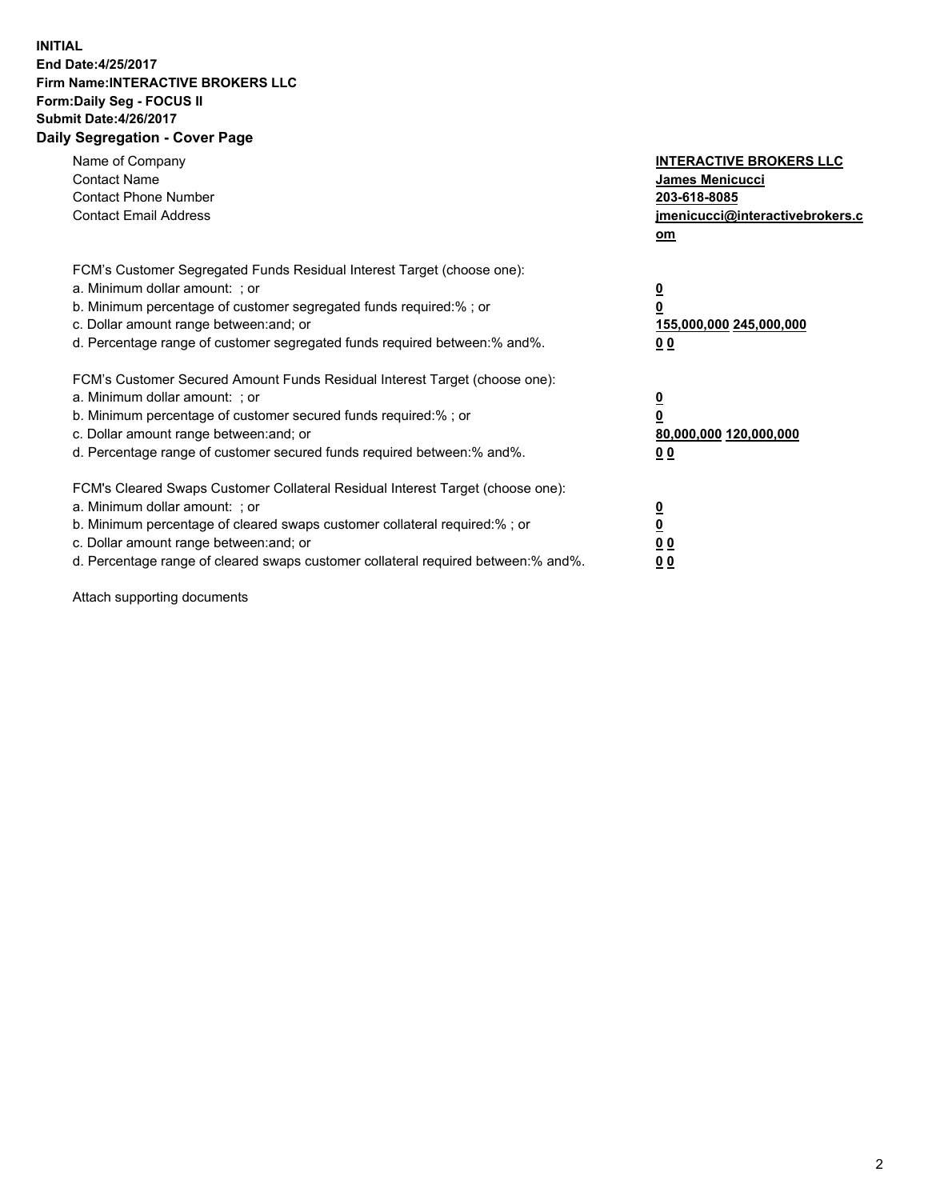**INITIAL**
**End Date:4/25/2017**
**Firm Name:INTERACTIVE BROKERS LLC**
**Form:Daily Seg - FOCUS II**
**Submit Date:4/26/2017**

**Daily Segregation - Cover Page**

| | |
|---|---|
| Name of Company | **INTERACTIVE BROKERS LLC** |
| Contact Name | **James Menicucci** |
| Contact Phone Number | **203-618-8085** |
| Contact Email Address | **jmenicucci@interactivebrokers.com** |

FCM's Customer Segregated Funds Residual Interest Target (choose one):

| | |
|---|---|
| a. Minimum dollar amount: ; or | **0** |
| b. Minimum percentage of customer segregated funds required:% ; or | **0** |
| c. Dollar amount range between:and; or | **155,000,000 245,000,000** |
| d. Percentage range of customer segregated funds required between:% and%. | **0 0** |

FCM's Customer Secured Amount Funds Residual Interest Target (choose one):

| | |
|---|---|
| a. Minimum dollar amount: ; or | **0** |
| b. Minimum percentage of customer secured funds required:% ; or | **0** |
| c. Dollar amount range between:and; or | **80,000,000 120,000,000** |
| d. Percentage range of customer secured funds required between:% and%. | **0 0** |

FCM's Cleared Swaps Customer Collateral Residual Interest Target (choose one):

| | |
|---|---|
| a. Minimum dollar amount: ; or | **0** |
| b. Minimum percentage of cleared swaps customer collateral required:% ; or | **0** |
| c. Dollar amount range between:and; or | **0 0** |
| d. Percentage range of cleared swaps customer collateral required between:% and%. | **0 0** |

Attach supporting documents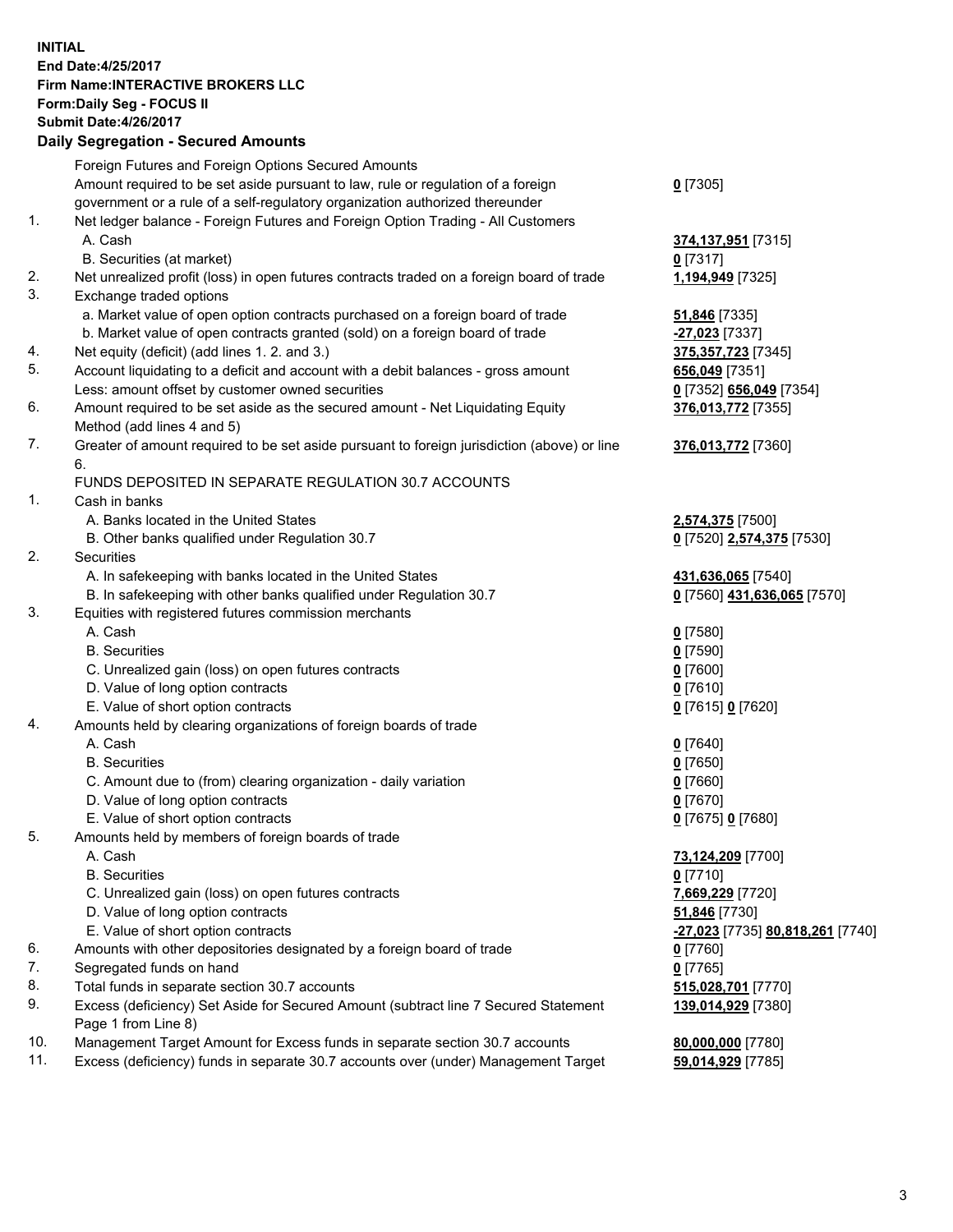**INITIAL**
**End Date:4/25/2017**
**Firm Name:INTERACTIVE BROKERS LLC**
**Form:Daily Seg - FOCUS II**
**Submit Date:4/26/2017**
**Daily Segregation - Secured Amounts**

| | | |
|---|---|---|
| | Foreign Futures and Foreign Options Secured Amounts | |
| | Amount required to be set aside pursuant to law, rule or regulation of a foreign government or a rule of a self-regulatory organization authorized thereunder | **0** [7305] |
| 1. | Net ledger balance - Foreign Futures and Foreign Option Trading - All Customers | |
| | A. Cash | **374,137,951** [7315] |
| | B. Securities (at market) | **0** [7317] |
| 2. | Net unrealized profit (loss) in open futures contracts traded on a foreign board of trade | **1,194,949** [7325] |
| 3. | Exchange traded options | |
| | a. Market value of open option contracts purchased on a foreign board of trade | **51,846** [7335] |
| | b. Market value of open contracts granted (sold) on a foreign board of trade | **-27,023** [7337] |
| 4. | Net equity (deficit) (add lines 1. 2. and 3.) | **375,357,723** [7345] |
| 5. | Account liquidating to a deficit and account with a debit balances - gross amount | **656,049** [7351] |
| | Less: amount offset by customer owned securities | **0** [7352] **656,049** [7354] |
| 6. | Amount required to be set aside as the secured amount - Net Liquidating Equity Method (add lines 4 and 5) | **376,013,772** [7355] |
| 7. | Greater of amount required to be set aside pursuant to foreign jurisdiction (above) or line 6. | **376,013,772** [7360] |
| | FUNDS DEPOSITED IN SEPARATE REGULATION 30.7 ACCOUNTS | |
| 1. | Cash in banks | |
| | A. Banks located in the United States | **2,574,375** [7500] |
| | B. Other banks qualified under Regulation 30.7 | **0** [7520] **2,574,375** [7530] |
| 2. | Securities | |
| | A. In safekeeping with banks located in the United States | **431,636,065** [7540] |
| | B. In safekeeping with other banks qualified under Regulation 30.7 | **0** [7560] **431,636,065** [7570] |
| 3. | Equities with registered futures commission merchants | |
| | A. Cash | **0** [7580] |
| | B. Securities | **0** [7590] |
| | C. Unrealized gain (loss) on open futures contracts | **0** [7600] |
| | D. Value of long option contracts | **0** [7610] |
| | E. Value of short option contracts | **0** [7615] **0** [7620] |
| 4. | Amounts held by clearing organizations of foreign boards of trade | |
| | A. Cash | **0** [7640] |
| | B. Securities | **0** [7650] |
| | C. Amount due to (from) clearing organization - daily variation | **0** [7660] |
| | D. Value of long option contracts | **0** [7670] |
| | E. Value of short option contracts | **0** [7675] **0** [7680] |
| 5. | Amounts held by members of foreign boards of trade | |
| | A. Cash | **73,124,209** [7700] |
| | B. Securities | **0** [7710] |
| | C. Unrealized gain (loss) on open futures contracts | **7,669,229** [7720] |
| | D. Value of long option contracts | **51,846** [7730] |
| | E. Value of short option contracts | **-27,023** [7735] **80,818,261** [7740] |
| 6. | Amounts with other depositories designated by a foreign board of trade | **0** [7760] |
| 7. | Segregated funds on hand | **0** [7765] |
| 8. | Total funds in separate section 30.7 accounts | **515,028,701** [7770] |
| 9. | Excess (deficiency) Set Aside for Secured Amount (subtract line 7 Secured Statement Page 1 from Line 8) | **139,014,929** [7380] |
| 10. | Management Target Amount for Excess funds in separate section 30.7 accounts | **80,000,000** [7780] |
| 11. | Excess (deficiency) funds in separate 30.7 accounts over (under) Management Target | **59,014,929** [7785] |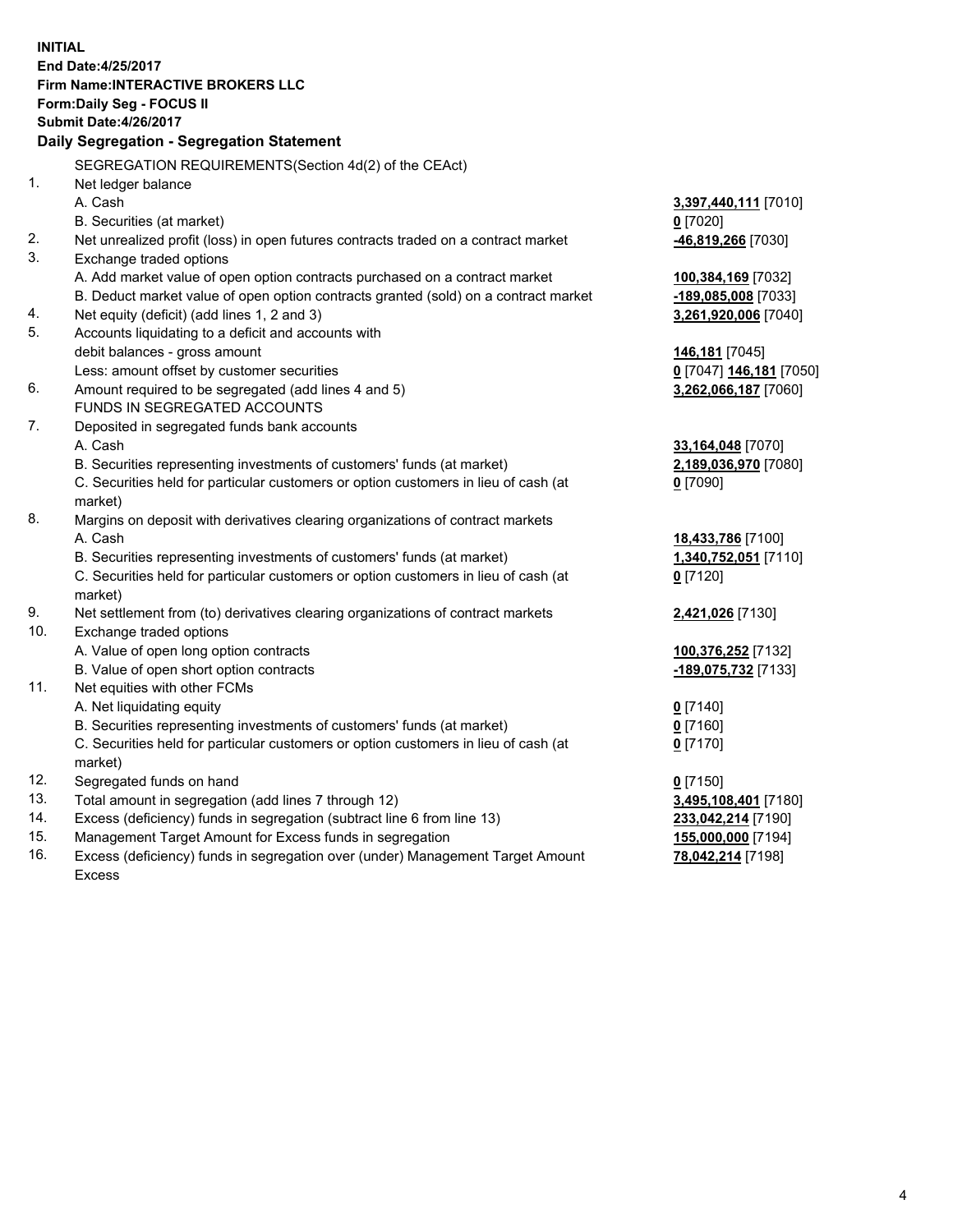**INITIAL**
**End Date:4/25/2017**
**Firm Name:INTERACTIVE BROKERS LLC**
**Form:Daily Seg - FOCUS II**
**Submit Date:4/26/2017**

## Daily Segregation - Segregation Statement

SEGREGATION REQUIREMENTS(Section 4d(2) of the CEAct)

| | | |
|---|---|---|
| 1. | Net ledger balance | |
| | A. Cash | **3,397,440,111** [7010] |
| | B. Securities (at market) | **0** [7020] |
| 2. | Net unrealized profit (loss) in open futures contracts traded on a contract market | **-46,819,266** [7030] |
| 3. | Exchange traded options | |
| | A. Add market value of open option contracts purchased on a contract market | **100,384,169** [7032] |
| | B. Deduct market value of open option contracts granted (sold) on a contract market | **-189,085,008** [7033] |
| 4. | Net equity (deficit) (add lines 1, 2 and 3) | **3,261,920,006** [7040] |
| 5. | Accounts liquidating to a deficit and accounts with debit balances - gross amount | **146,181** [7045] |
| | Less: amount offset by customer securities | **0** [7047] **146,181** [7050] |
| 6. | Amount required to be segregated (add lines 4 and 5) | **3,262,066,187** [7060] |
| | FUNDS IN SEGREGATED ACCOUNTS | |
| 7. | Deposited in segregated funds bank accounts | |
| | A. Cash | **33,164,048** [7070] |
| | B. Securities representing investments of customers' funds (at market) | **2,189,036,970** [7080] |
| | C. Securities held for particular customers or option customers in lieu of cash (at market) | **0** [7090] |
| 8. | Margins on deposit with derivatives clearing organizations of contract markets | |
| | A. Cash | **18,433,786** [7100] |
| | B. Securities representing investments of customers' funds (at market) | **1,340,752,051** [7110] |
| | C. Securities held for particular customers or option customers in lieu of cash (at market) | **0** [7120] |
| 9. | Net settlement from (to) derivatives clearing organizations of contract markets | **2,421,026** [7130] |
| 10. | Exchange traded options | |
| | A. Value of open long option contracts | **100,376,252** [7132] |
| | B. Value of open short option contracts | **-189,075,732** [7133] |
| 11. | Net equities with other FCMs | |
| | A. Net liquidating equity | **0** [7140] |
| | B. Securities representing investments of customers' funds (at market) | **0** [7160] |
| | C. Securities held for particular customers or option customers in lieu of cash (at market) | **0** [7170] |
| 12. | Segregated funds on hand | **0** [7150] |
| 13. | Total amount in segregation (add lines 7 through 12) | **3,495,108,401** [7180] |
| 14. | Excess (deficiency) funds in segregation (subtract line 6 from line 13) | **233,042,214** [7190] |
| 15. | Management Target Amount for Excess funds in segregation | **155,000,000** [7194] |
| 16. | Excess (deficiency) funds in segregation over (under) Management Target Amount Excess | **78,042,214** [7198] |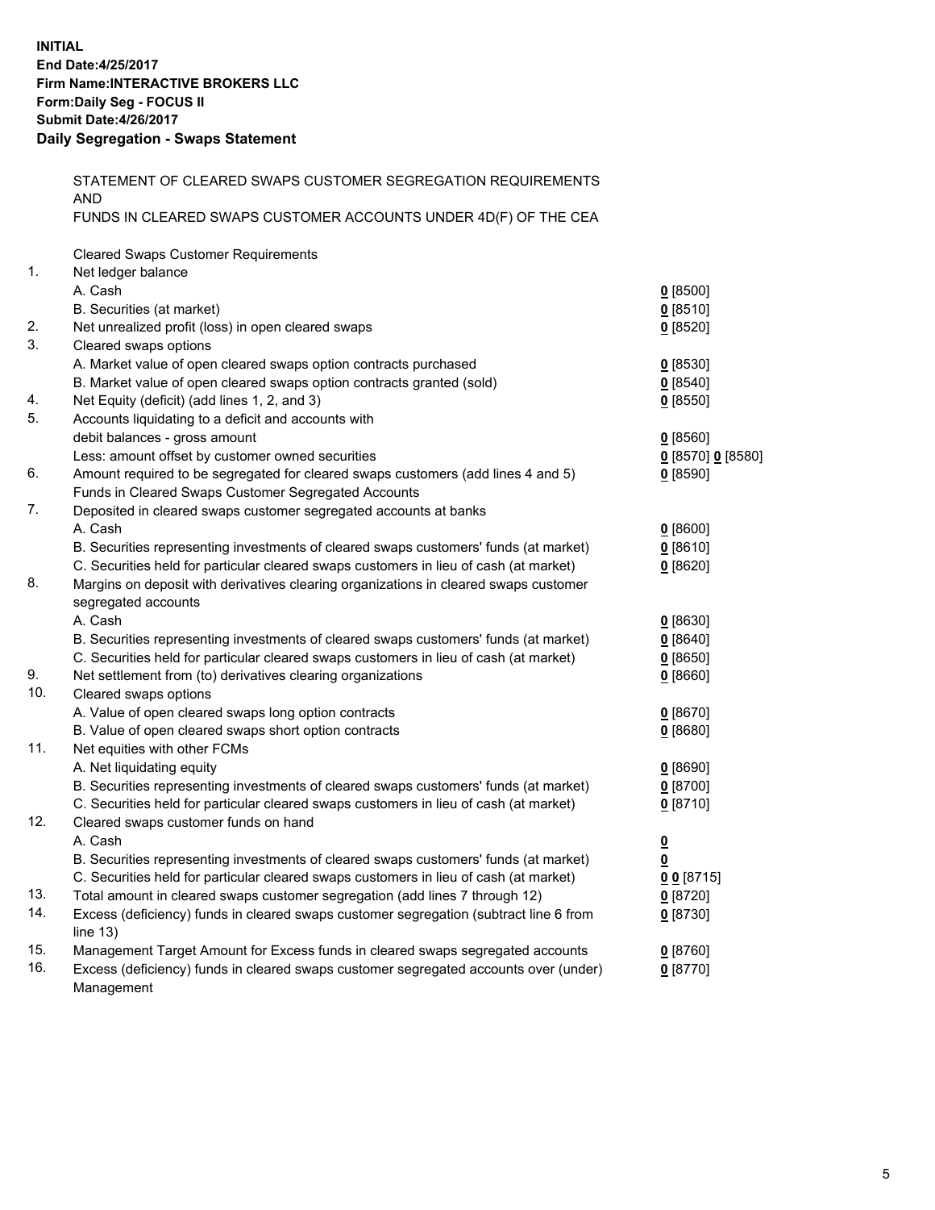**INITIAL**
**End Date:4/25/2017**
**Firm Name:INTERACTIVE BROKERS LLC**
**Form:Daily Seg - FOCUS II**
**Submit Date:4/26/2017**
**Daily Segregation - Swaps Statement**

STATEMENT OF CLEARED SWAPS CUSTOMER SEGREGATION REQUIREMENTS
AND
FUNDS IN CLEARED SWAPS CUSTOMER ACCOUNTS UNDER 4D(F) OF THE CEA

| | | |
|---|---|---|
| | Cleared Swaps Customer Requirements | |
| 1. | Net ledger balance | |
| | A. Cash | 0 [8500] |
| | B. Securities (at market) | 0 [8510] |
| 2. | Net unrealized profit (loss) in open cleared swaps | 0 [8520] |
| 3. | Cleared swaps options | |
| | A. Market value of open cleared swaps option contracts purchased | 0 [8530] |
| | B. Market value of open cleared swaps option contracts granted (sold) | 0 [8540] |
| 4. | Net Equity (deficit) (add lines 1, 2, and 3) | 0 [8550] |
| 5. | Accounts liquidating to a deficit and accounts with | |
| | debit balances - gross amount | 0 [8560] |
| | Less: amount offset by customer owned securities | 0 [8570] 0 [8580] |
| 6. | Amount required to be segregated for cleared swaps customers (add lines 4 and 5) | 0 [8590] |
| | Funds in Cleared Swaps Customer Segregated Accounts | |
| 7. | Deposited in cleared swaps customer segregated accounts at banks | |
| | A. Cash | 0 [8600] |
| | B. Securities representing investments of cleared swaps customers' funds (at market) | 0 [8610] |
| | C. Securities held for particular cleared swaps customers in lieu of cash (at market) | 0 [8620] |
| 8. | Margins on deposit with derivatives clearing organizations in cleared swaps customer segregated accounts | |
| | A. Cash | 0 [8630] |
| | B. Securities representing investments of cleared swaps customers' funds (at market) | 0 [8640] |
| | C. Securities held for particular cleared swaps customers in lieu of cash (at market) | 0 [8650] |
| 9. | Net settlement from (to) derivatives clearing organizations | 0 [8660] |
| 10. | Cleared swaps options | |
| | A. Value of open cleared swaps long option contracts | 0 [8670] |
| | B. Value of open cleared swaps short option contracts | 0 [8680] |
| 11. | Net equities with other FCMs | |
| | A. Net liquidating equity | 0 [8690] |
| | B. Securities representing investments of cleared swaps customers' funds (at market) | 0 [8700] |
| | C. Securities held for particular cleared swaps customers in lieu of cash (at market) | 0 [8710] |
| 12. | Cleared swaps customer funds on hand | |
| | A. Cash | 0 |
| | B. Securities representing investments of cleared swaps customers' funds (at market) | 0 |
| | C. Securities held for particular cleared swaps customers in lieu of cash (at market) | 0 0 [8715] |
| 13. | Total amount in cleared swaps customer segregation (add lines 7 through 12) | 0 [8720] |
| 14. | Excess (deficiency) funds in cleared swaps customer segregation (subtract line 6 from line 13) | 0 [8730] |
| 15. | Management Target Amount for Excess funds in cleared swaps segregated accounts | 0 [8760] |
| 16. | Excess (deficiency) funds in cleared swaps customer segregated accounts over (under) Management | 0 [8770] |